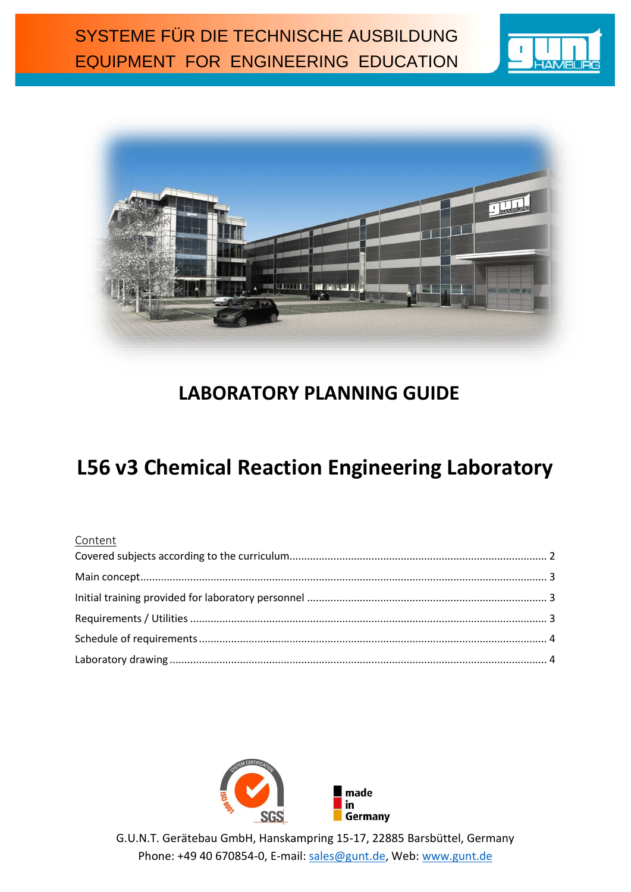SYSTEME FÜR DIE TECHNISCHE AUSBILDUNG
EQUIPMENT FOR ENGINEERING EDUCATION

# LABORATORY PLANNING GUIDE

# L56 v3 Chemical Reaction Engineering Laboratory

Content

- Covered subjects according to the curriculum ........ 2
- Main concept ........ 3
- Initial training provided for laboratory personnel ........ 3
- Requirements / Utilities ........ 3
- Schedule of requirements ........ 4
- Laboratory drawing ........ 4

made in Germany

G.U.N.T. Gerätebau GmbH, Hanskampring 15-17, 22885 Barsbüttel, Germany
Phone: +49 40 670854-0, E-mail: sales@gunt.de, Web: www.gunt.de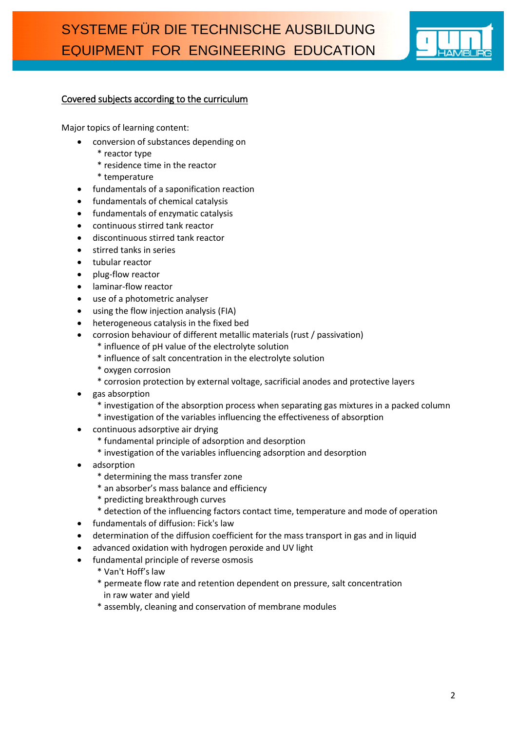Covered subjects according to the curriculum

Major topics of learning content:

- conversion of substances depending on
  * reactor type
  * residence time in the reactor
  * temperature
- fundamentals of a saponification reaction
- fundamentals of chemical catalysis
- fundamentals of enzymatic catalysis
- continuous stirred tank reactor
- discontinuous stirred tank reactor
- stirred tanks in series
- tubular reactor
- plug-flow reactor
- laminar-flow reactor
- use of a photometric analyser
- using the flow injection analysis (FIA)
- heterogeneous catalysis in the fixed bed
- corrosion behaviour of different metallic materials (rust / passivation)
  * influence of pH value of the electrolyte solution
  * influence of salt concentration in the electrolyte solution
  * oxygen corrosion
  * corrosion protection by external voltage, sacrificial anodes and protective layers
- gas absorption
  * investigation of the absorption process when separating gas mixtures in a packed column
  * investigation of the variables influencing the effectiveness of absorption
- continuous adsorptive air drying
  * fundamental principle of adsorption and desorption
  * investigation of the variables influencing adsorption and desorption
- adsorption
  * determining the mass transfer zone
  * an absorber's mass balance and efficiency
  * predicting breakthrough curves
  * detection of the influencing factors contact time, temperature and mode of operation
- fundamentals of diffusion: Fick's law
- determination of the diffusion coefficient for the mass transport in gas and in liquid
- advanced oxidation with hydrogen peroxide and UV light
- fundamental principle of reverse osmosis
  * Van't Hoff's law
  * permeate flow rate and retention dependent on pressure, salt concentration in raw water and yield
  * assembly, cleaning and conservation of membrane modules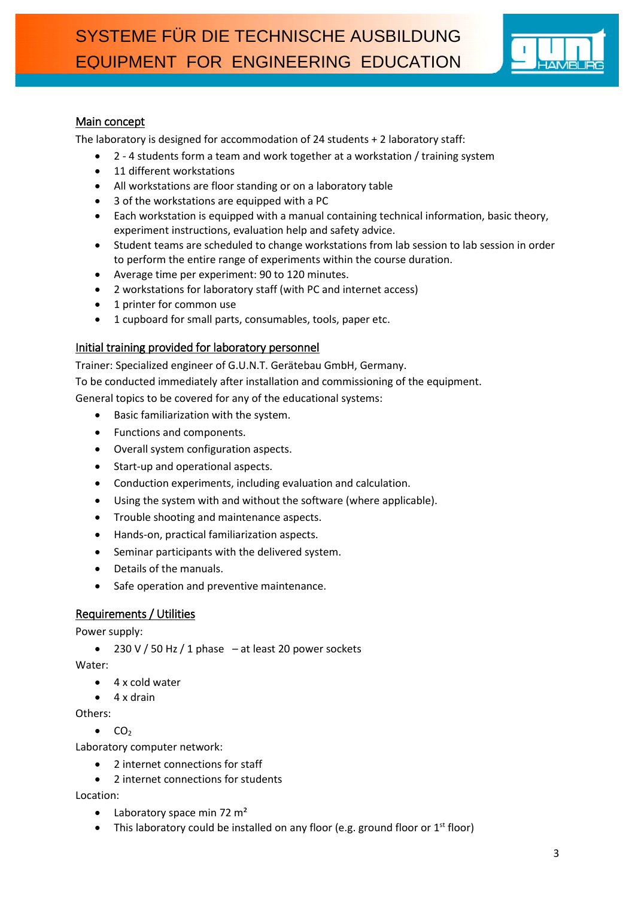## Main concept

The laboratory is designed for accommodation of 24 students + 2 laboratory staff:

- 2 - 4 students form a team and work together at a workstation / training system
- 11 different workstations
- All workstations are floor standing or on a laboratory table
- 3 of the workstations are equipped with a PC
- Each workstation is equipped with a manual containing technical information, basic theory, experiment instructions, evaluation help and safety advice.
- Student teams are scheduled to change workstations from lab session to lab session in order to perform the entire range of experiments within the course duration.
- Average time per experiment: 90 to 120 minutes.
- 2 workstations for laboratory staff (with PC and internet access)
- 1 printer for common use
- 1 cupboard for small parts, consumables, tools, paper etc.

## Initial training provided for laboratory personnel

Trainer: Specialized engineer of G.U.N.T. Gerätebau GmbH, Germany.

To be conducted immediately after installation and commissioning of the equipment.

General topics to be covered for any of the educational systems:

- Basic familiarization with the system.
- Functions and components.
- Overall system configuration aspects.
- Start-up and operational aspects.
- Conduction experiments, including evaluation and calculation.
- Using the system with and without the software (where applicable).
- Trouble shooting and maintenance aspects.
- Hands-on, practical familiarization aspects.
- Seminar participants with the delivered system.
- Details of the manuals.
- Safe operation and preventive maintenance.

## Requirements / Utilities

Power supply:

- 230 V / 50 Hz / 1 phase – at least 20 power sockets

Water:

- 4 x cold water
- 4 x drain

Others:

- $CO_2$

Laboratory computer network:

- 2 internet connections for staff
- 2 internet connections for students

Location:

- Laboratory space min 72 m²
- This laboratory could be installed on any floor (e.g. ground floor or 1st floor)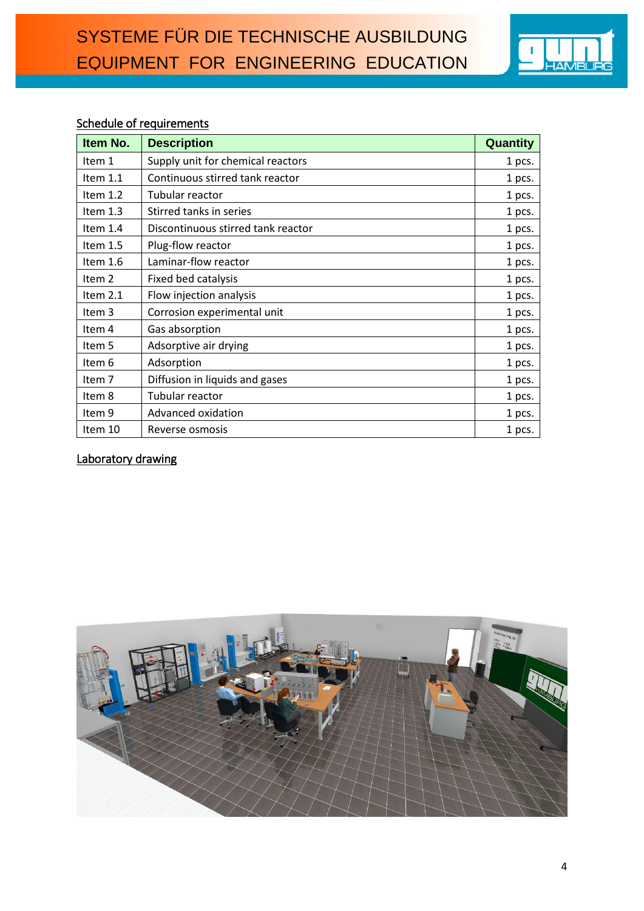Schedule of requirements

| Item No. | Description | Quantity |
|---|---|---|
| Item 1 | Supply unit for chemical reactors | 1 pcs. |
| Item 1.1 | Continuous stirred tank reactor | 1 pcs. |
| Item 1.2 | Tubular reactor | 1 pcs. |
| Item 1.3 | Stirred tanks in series | 1 pcs. |
| Item 1.4 | Discontinuous stirred tank reactor | 1 pcs. |
| Item 1.5 | Plug-flow reactor | 1 pcs. |
| Item 1.6 | Laminar-flow reactor | 1 pcs. |
| Item 2 | Fixed bed catalysis | 1 pcs. |
| Item 2.1 | Flow injection analysis | 1 pcs. |
| Item 3 | Corrosion experimental unit | 1 pcs. |
| Item 4 | Gas absorption | 1 pcs. |
| Item 5 | Adsorptive air drying | 1 pcs. |
| Item 6 | Adsorption | 1 pcs. |
| Item 7 | Diffusion in liquids and gases | 1 pcs. |
| Item 8 | Tubular reactor | 1 pcs. |
| Item 9 | Advanced oxidation | 1 pcs. |
| Item 10 | Reverse osmosis | 1 pcs. |

Laboratory drawing